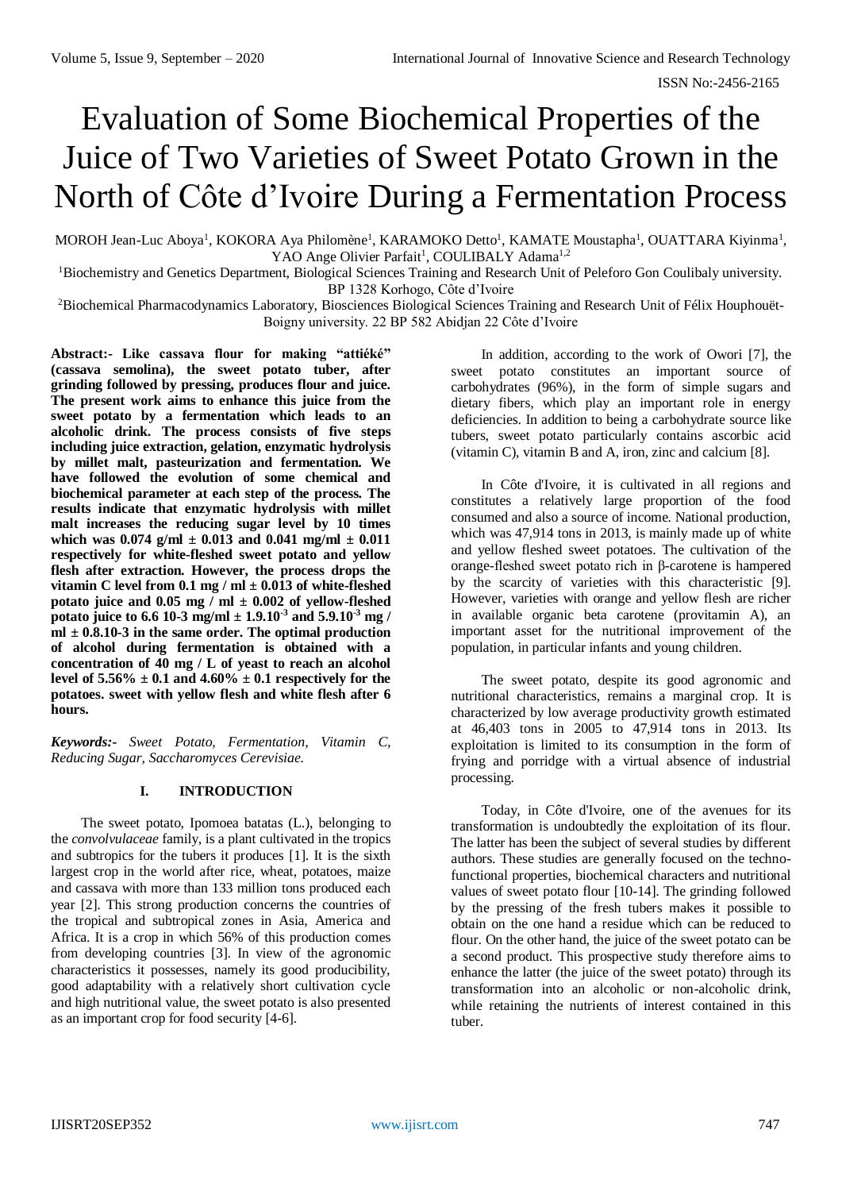# Evaluation of Some Biochemical Properties of the Juice of Two Varieties of Sweet Potato Grown in the North of Côte d'Ivoire During a Fermentation Process

MOROH Jean-Luc Aboya[1], KOKORA Aya Philomène[1], KARAMOKO Detto[1], KAMATE Moustapha[1], OUATTARA Kiyinma[1], YAO Ange Olivier Parfait[1], COULIBALY Adama[1,2]

[1]Biochemistry and Genetics Department, Biological Sciences Training and Research Unit of Peleforo Gon Coulibaly university. BP 1328 Korhogo, Côte d'Ivoire

[2]Biochemical Pharmacodynamics Laboratory, Biosciences Biological Sciences Training and Research Unit of Félix Houphouët-Boigny university. 22 BP 582 Abidjan 22 Côte d'Ivoire

**Abstract:- Like cassava flour for making "attiéké" (cassava semolina), the sweet potato tuber, after grinding followed by pressing, produces flour and juice. The present work aims to enhance this juice from the sweet potato by a fermentation which leads to an alcoholic drink. The process consists of five steps including juice extraction, gelation, enzymatic hydrolysis by millet malt, pasteurization and fermentation. We have followed the evolution of some chemical and biochemical parameter at each step of the process. The results indicate that enzymatic hydrolysis with millet malt increases the reducing sugar level by 10 times which was 0.074 g/ml ± 0.013 and 0.041 mg/ml ± 0.011 respectively for white-fleshed sweet potato and yellow flesh after extraction. However, the process drops the vitamin C level from 0.1 mg / ml ± 0.013 of white-fleshed potato juice and 0.05 mg / ml ± 0.002 of yellow-fleshed potato juice to 6.6 10-3 mg/ml ± 1.9.$10^{-3}$ and 5.9.$10^{-3}$ mg / ml ± 0.8.10-3 in the same order. The optimal production of alcohol during fermentation is obtained with a concentration of 40 mg / L of yeast to reach an alcohol level of 5.56% ± 0.1 and 4.60% ± 0.1 respectively for the potatoes. sweet with yellow flesh and white flesh after 6 hours.**

***Keywords:-*** *Sweet Potato, Fermentation, Vitamin C, Reducing Sugar, Saccharomyces Cerevisiae.*

## I. INTRODUCTION

The sweet potato, Ipomoea batatas (L.), belonging to the *convolvulaceae* family, is a plant cultivated in the tropics and subtropics for the tubers it produces [1]. It is the sixth largest crop in the world after rice, wheat, potatoes, maize and cassava with more than 133 million tons produced each year [2]. This strong production concerns the countries of the tropical and subtropical zones in Asia, America and Africa. It is a crop in which 56% of this production comes from developing countries [3]. In view of the agronomic characteristics it possesses, namely its good producibility, good adaptability with a relatively short cultivation cycle and high nutritional value, the sweet potato is also presented as an important crop for food security [4-6].

In addition, according to the work of Owori [7], the sweet potato constitutes an important source of carbohydrates (96%), in the form of simple sugars and dietary fibers, which play an important role in energy deficiencies. In addition to being a carbohydrate source like tubers, sweet potato particularly contains ascorbic acid (vitamin C), vitamin B and A, iron, zinc and calcium [8].

In Côte d'Ivoire, it is cultivated in all regions and constitutes a relatively large proportion of the food consumed and also a source of income. National production, which was 47,914 tons in 2013, is mainly made up of white and yellow fleshed sweet potatoes. The cultivation of the orange-fleshed sweet potato rich in β-carotene is hampered by the scarcity of varieties with this characteristic [9]. However, varieties with orange and yellow flesh are richer in available organic beta carotene (provitamin A), an important asset for the nutritional improvement of the population, in particular infants and young children.

The sweet potato, despite its good agronomic and nutritional characteristics, remains a marginal crop. It is characterized by low average productivity growth estimated at 46,403 tons in 2005 to 47,914 tons in 2013. Its exploitation is limited to its consumption in the form of frying and porridge with a virtual absence of industrial processing.

Today, in Côte d'Ivoire, one of the avenues for its transformation is undoubtedly the exploitation of its flour. The latter has been the subject of several studies by different authors. These studies are generally focused on the techno-functional properties, biochemical characters and nutritional values of sweet potato flour [10-14]. The grinding followed by the pressing of the fresh tubers makes it possible to obtain on the one hand a residue which can be reduced to flour. On the other hand, the juice of the sweet potato can be a second product. This prospective study therefore aims to enhance the latter (the juice of the sweet potato) through its transformation into an alcoholic or non-alcoholic drink, while retaining the nutrients of interest contained in this tuber.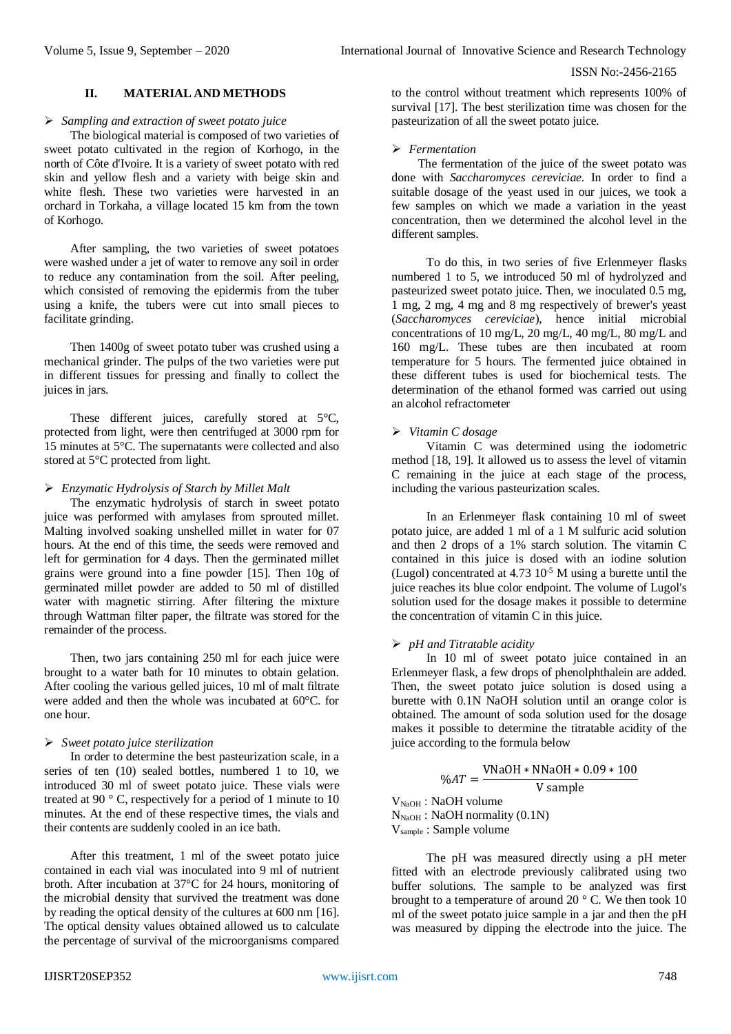## II. MATERIAL AND METHODS

➢ *Sampling and extraction of sweet potato juice*

The biological material is composed of two varieties of sweet potato cultivated in the region of Korhogo, in the north of Côte d'Ivoire. It is a variety of sweet potato with red skin and yellow flesh and a variety with beige skin and white flesh. These two varieties were harvested in an orchard in Torkaha, a village located 15 km from the town of Korhogo.

After sampling, the two varieties of sweet potatoes were washed under a jet of water to remove any soil in order to reduce any contamination from the soil. After peeling, which consisted of removing the epidermis from the tuber using a knife, the tubers were cut into small pieces to facilitate grinding.

Then 1400g of sweet potato tuber was crushed using a mechanical grinder. The pulps of the two varieties were put in different tissues for pressing and finally to collect the juices in jars.

These different juices, carefully stored at 5°C, protected from light, were then centrifuged at 3000 rpm for 15 minutes at 5°C. The supernatants were collected and also stored at 5°C protected from light.

➢ *Enzymatic Hydrolysis of Starch by Millet Malt*

The enzymatic hydrolysis of starch in sweet potato juice was performed with amylases from sprouted millet. Malting involved soaking unshelled millet in water for 07 hours. At the end of this time, the seeds were removed and left for germination for 4 days. Then the germinated millet grains were ground into a fine powder [15]. Then 10g of germinated millet powder are added to 50 ml of distilled water with magnetic stirring. After filtering the mixture through Wattman filter paper, the filtrate was stored for the remainder of the process.

Then, two jars containing 250 ml for each juice were brought to a water bath for 10 minutes to obtain gelation. After cooling the various gelled juices, 10 ml of malt filtrate were added and then the whole was incubated at 60°C. for one hour.

➢ *Sweet potato juice sterilization*

In order to determine the best pasteurization scale, in a series of ten (10) sealed bottles, numbered 1 to 10, we introduced 30 ml of sweet potato juice. These vials were treated at 90 ° C, respectively for a period of 1 minute to 10 minutes. At the end of these respective times, the vials and their contents are suddenly cooled in an ice bath.

After this treatment, 1 ml of the sweet potato juice contained in each vial was inoculated into 9 ml of nutrient broth. After incubation at 37°C for 24 hours, monitoring of the microbial density that survived the treatment was done by reading the optical density of the cultures at 600 nm [16]. The optical density values obtained allowed us to calculate the percentage of survival of the microorganisms compared to the control without treatment which represents 100% of survival [17]. The best sterilization time was chosen for the pasteurization of all the sweet potato juice.

➢ *Fermentation*

The fermentation of the juice of the sweet potato was done with *Saccharomyces cereviciae*. In order to find a suitable dosage of the yeast used in our juices, we took a few samples on which we made a variation in the yeast concentration, then we determined the alcohol level in the different samples.

To do this, in two series of five Erlenmeyer flasks numbered 1 to 5, we introduced 50 ml of hydrolyzed and pasteurized sweet potato juice. Then, we inoculated 0.5 mg, 1 mg, 2 mg, 4 mg and 8 mg respectively of brewer's yeast (*Saccharomyces cereviciae*), hence initial microbial concentrations of 10 mg/L, 20 mg/L, 40 mg/L, 80 mg/L and 160 mg/L. These tubes are then incubated at room temperature for 5 hours. The fermented juice obtained in these different tubes is used for biochemical tests. The determination of the ethanol formed was carried out using an alcohol refractometer

➢ *Vitamin C dosage*

Vitamin C was determined using the iodometric method [18, 19]. It allowed us to assess the level of vitamin C remaining in the juice at each stage of the process, including the various pasteurization scales.

In an Erlenmeyer flask containing 10 ml of sweet potato juice, are added 1 ml of a 1 M sulfuric acid solution and then 2 drops of a 1% starch solution. The vitamin C contained in this juice is dosed with an iodine solution (Lugol) concentrated at 4.73 $10^{-5}$ M using a burette until the juice reaches its blue color endpoint. The volume of Lugol's solution used for the dosage makes it possible to determine the concentration of vitamin C in this juice.

➢ *pH and Titratable acidity*

In 10 ml of sweet potato juice contained in an Erlenmeyer flask, a few drops of phenolphthalein are added. Then, the sweet potato juice solution is dosed using a burette with 0.1N NaOH solution until an orange color is obtained. The amount of soda solution used for the dosage makes it possible to determine the titratable acidity of the juice according to the formula below

$$\%AT = \frac{\text{VNaOH} * \text{NNaOH} * 0.09 * 100}{\text{V sample}}$$

$V_{NaOH}$ : NaOH volume
$N_{NaOH}$ : NaOH normality (0.1N)
$V_{sample}$ : Sample volume

The pH was measured directly using a pH meter fitted with an electrode previously calibrated using two buffer solutions. The sample to be analyzed was first brought to a temperature of around 20 ° C. We then took 10 ml of the sweet potato juice sample in a jar and then the pH was measured by dipping the electrode into the juice. The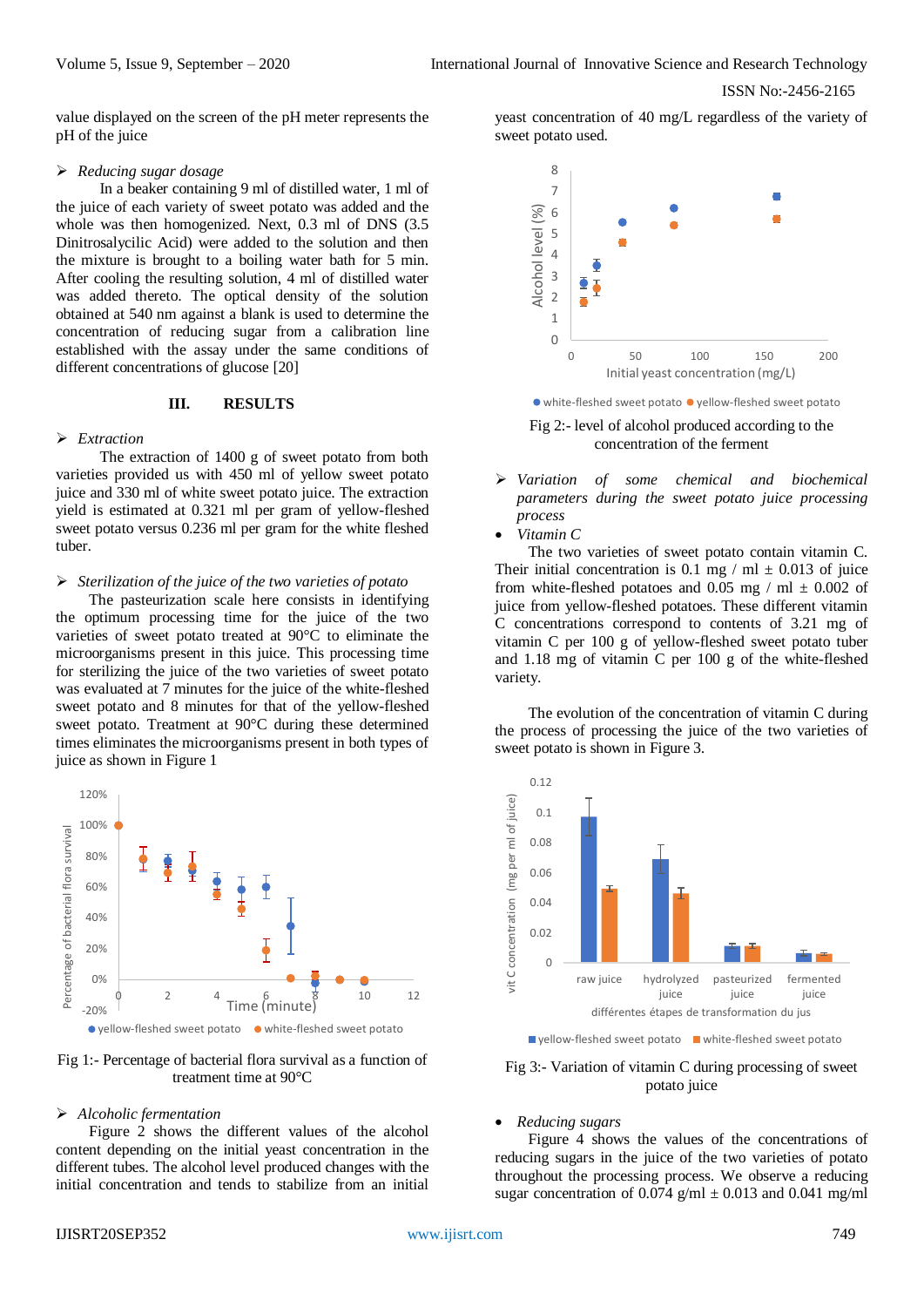value displayed on the screen of the pH meter represents the pH of the juice

- *Reducing sugar dosage*

In a beaker containing 9 ml of distilled water, 1 ml of the juice of each variety of sweet potato was added and the whole was then homogenized. Next, 0.3 ml of DNS (3.5 Dinitrosalycilic Acid) were added to the solution and then the mixture is brought to a boiling water bath for 5 min. After cooling the resulting solution, 4 ml of distilled water was added thereto. The optical density of the solution obtained at 540 nm against a blank is used to determine the concentration of reducing sugar from a calibration line established with the assay under the same conditions of different concentrations of glucose [20]

## III. RESULTS

- *Extraction*

The extraction of 1400 g of sweet potato from both varieties provided us with 450 ml of yellow sweet potato juice and 330 ml of white sweet potato juice. The extraction yield is estimated at 0.321 ml per gram of yellow-fleshed sweet potato versus 0.236 ml per gram for the white fleshed tuber.

- *Sterilization of the juice of the two varieties of potato*

The pasteurization scale here consists in identifying the optimum processing time for the juice of the two varieties of sweet potato treated at 90°C to eliminate the microorganisms present in this juice. This processing time for sterilizing the juice of the two varieties of sweet potato was evaluated at 7 minutes for the juice of the white-fleshed sweet potato and 8 minutes for that of the yellow-fleshed sweet potato. Treatment at 90°C during these determined times eliminates the microorganisms present in both types of juice as shown in Figure 1

Fig 1:- Percentage of bacterial flora survival as a function of treatment time at 90°C

- *Alcoholic fermentation*

Figure 2 shows the different values of the alcohol content depending on the initial yeast concentration in the different tubes. The alcohol level produced changes with the initial concentration and tends to stabilize from an initial yeast concentration of 40 mg/L regardless of the variety of sweet potato used.

Fig 2:- level of alcohol produced according to the concentration of the ferment

- *Variation of some chemical and biochemical parameters during the sweet potato juice processing process*
- *Vitamin C*

The two varieties of sweet potato contain vitamin C. Their initial concentration is 0.1 mg / ml ± 0.013 of juice from white-fleshed potatoes and 0.05 mg / ml ± 0.002 of juice from yellow-fleshed potatoes. These different vitamin C concentrations correspond to contents of 3.21 mg of vitamin C per 100 g of yellow-fleshed sweet potato tuber and 1.18 mg of vitamin C per 100 g of the white-fleshed variety.

The evolution of the concentration of vitamin C during the process of processing the juice of the two varieties of sweet potato is shown in Figure 3.

Fig 3:- Variation of vitamin C during processing of sweet potato juice

- *Reducing sugars*

Figure 4 shows the values of the concentrations of reducing sugars in the juice of the two varieties of potato throughout the processing process. We observe a reducing sugar concentration of 0.074 g/ml ± 0.013 and 0.041 mg/ml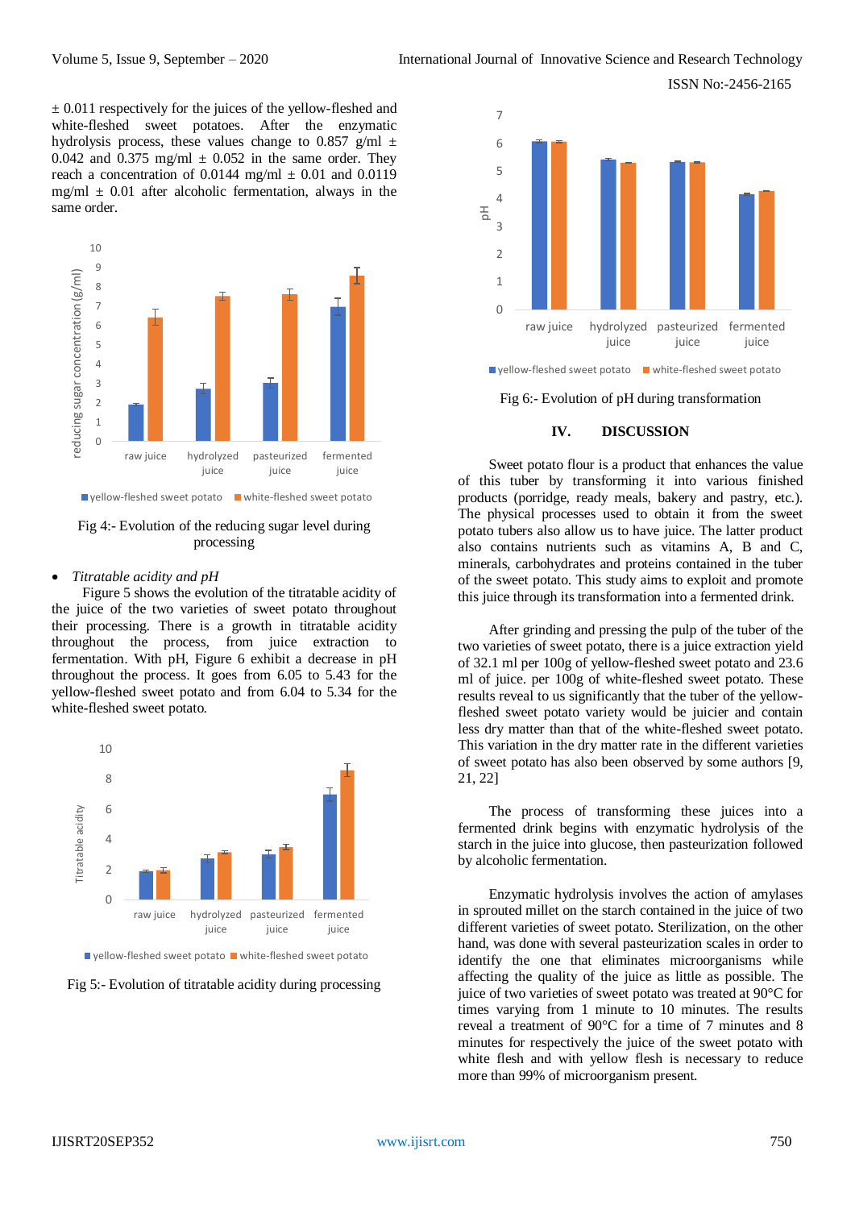± 0.011 respectively for the juices of the yellow-fleshed and white-fleshed sweet potatoes. After the enzymatic hydrolysis process, these values change to 0.857 g/ml ± 0.042 and 0.375 mg/ml ± 0.052 in the same order. They reach a concentration of 0.0144 mg/ml ± 0.01 and 0.0119 mg/ml ± 0.01 after alcoholic fermentation, always in the same order.

Fig 4:- Evolution of the reducing sugar level during processing

- *Titratable acidity and pH*

Figure 5 shows the evolution of the titratable acidity of the juice of the two varieties of sweet potato throughout their processing. There is a growth in titratable acidity throughout the process, from juice extraction to fermentation. With pH, Figure 6 exhibit a decrease in pH throughout the process. It goes from 6.05 to 5.43 for the yellow-fleshed sweet potato and from 6.04 to 5.34 for the white-fleshed sweet potato.

Fig 5:- Evolution of titratable acidity during processing

Fig 6:- Evolution of pH during transformation

## IV. DISCUSSION

Sweet potato flour is a product that enhances the value of this tuber by transforming it into various finished products (porridge, ready meals, bakery and pastry, etc.). The physical processes used to obtain it from the sweet potato tubers also allow us to have juice. The latter product also contains nutrients such as vitamins A, B and C, minerals, carbohydrates and proteins contained in the tuber of the sweet potato. This study aims to exploit and promote this juice through its transformation into a fermented drink.

After grinding and pressing the pulp of the tuber of the two varieties of sweet potato, there is a juice extraction yield of 32.1 ml per 100g of yellow-fleshed sweet potato and 23.6 ml of juice. per 100g of white-fleshed sweet potato. These results reveal to us significantly that the tuber of the yellow-fleshed sweet potato variety would be juicier and contain less dry matter than that of the white-fleshed sweet potato. This variation in the dry matter rate in the different varieties of sweet potato has also been observed by some authors [9, 21, 22]

The process of transforming these juices into a fermented drink begins with enzymatic hydrolysis of the starch in the juice into glucose, then pasteurization followed by alcoholic fermentation.

Enzymatic hydrolysis involves the action of amylases in sprouted millet on the starch contained in the juice of two different varieties of sweet potato. Sterilization, on the other hand, was done with several pasteurization scales in order to identify the one that eliminates microorganisms while affecting the quality of the juice as little as possible. The juice of two varieties of sweet potato was treated at 90°C for times varying from 1 minute to 10 minutes. The results reveal a treatment of 90°C for a time of 7 minutes and 8 minutes for respectively the juice of the sweet potato with white flesh and with yellow flesh is necessary to reduce more than 99% of microorganism present.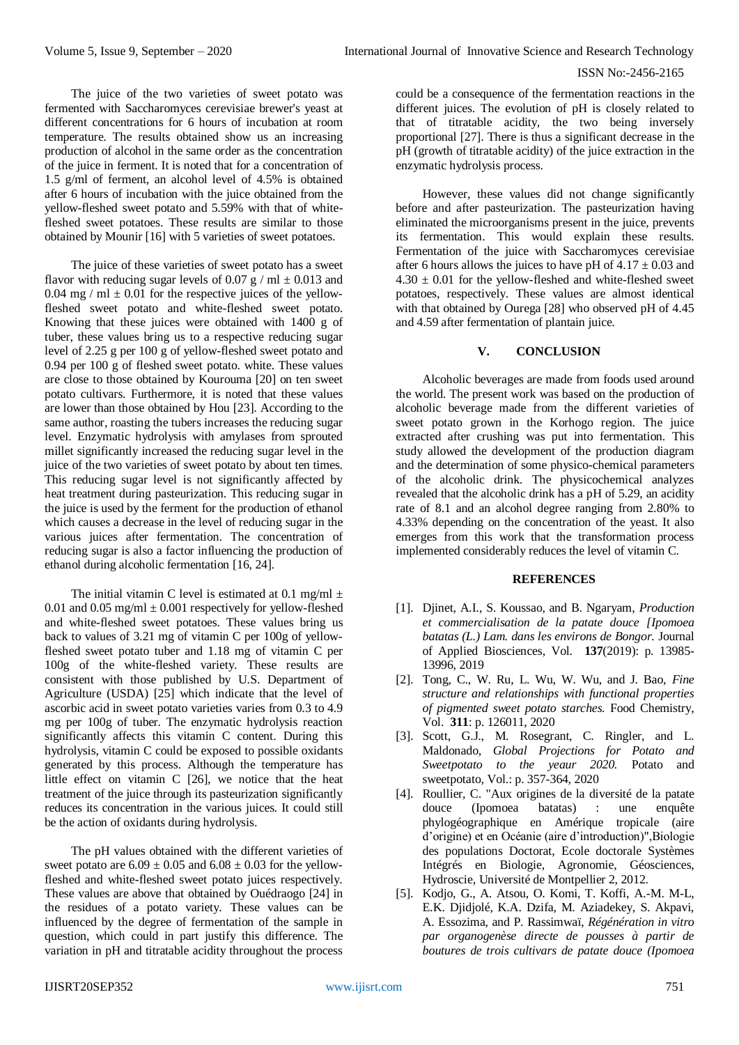The juice of the two varieties of sweet potato was fermented with Saccharomyces cerevisiae brewer's yeast at different concentrations for 6 hours of incubation at room temperature. The results obtained show us an increasing production of alcohol in the same order as the concentration of the juice in ferment. It is noted that for a concentration of 1.5 g/ml of ferment, an alcohol level of 4.5% is obtained after 6 hours of incubation with the juice obtained from the yellow-fleshed sweet potato and 5.59% with that of white-fleshed sweet potatoes. These results are similar to those obtained by Mounir [16] with 5 varieties of sweet potatoes.

The juice of these varieties of sweet potato has a sweet flavor with reducing sugar levels of 0.07 g / ml ± 0.013 and 0.04 mg / ml ± 0.01 for the respective juices of the yellow-fleshed sweet potato and white-fleshed sweet potato. Knowing that these juices were obtained with 1400 g of tuber, these values bring us to a respective reducing sugar level of 2.25 g per 100 g of yellow-fleshed sweet potato and 0.94 per 100 g of fleshed sweet potato. white. These values are close to those obtained by Kourouma [20] on ten sweet potato cultivars. Furthermore, it is noted that these values are lower than those obtained by Hou [23]. According to the same author, roasting the tubers increases the reducing sugar level. Enzymatic hydrolysis with amylases from sprouted millet significantly increased the reducing sugar level in the juice of the two varieties of sweet potato by about ten times. This reducing sugar level is not significantly affected by heat treatment during pasteurization. This reducing sugar in the juice is used by the ferment for the production of ethanol which causes a decrease in the level of reducing sugar in the various juices after fermentation. The concentration of reducing sugar is also a factor influencing the production of ethanol during alcoholic fermentation [16, 24].

The initial vitamin C level is estimated at 0.1 mg/ml ± 0.01 and 0.05 mg/ml ± 0.001 respectively for yellow-fleshed and white-fleshed sweet potatoes. These values bring us back to values of 3.21 mg of vitamin C per 100g of yellow-fleshed sweet potato tuber and 1.18 mg of vitamin C per 100g of the white-fleshed variety. These results are consistent with those published by U.S. Department of Agriculture (USDA) [25] which indicate that the level of ascorbic acid in sweet potato varieties varies from 0.3 to 4.9 mg per 100g of tuber. The enzymatic hydrolysis reaction significantly affects this vitamin C content. During this hydrolysis, vitamin C could be exposed to possible oxidants generated by this process. Although the temperature has little effect on vitamin C [26], we notice that the heat treatment of the juice through its pasteurization significantly reduces its concentration in the various juices. It could still be the action of oxidants during hydrolysis.

The pH values obtained with the different varieties of sweet potato are 6.09 ± 0.05 and 6.08 ± 0.03 for the yellow-fleshed and white-fleshed sweet potato juices respectively. These values are above that obtained by Ouédraogo [24] in the residues of a potato variety. These values can be influenced by the degree of fermentation of the sample in question, which could in part justify this difference. The variation in pH and titratable acidity throughout the process could be a consequence of the fermentation reactions in the different juices. The evolution of pH is closely related to that of titratable acidity, the two being inversely proportional [27]. There is thus a significant decrease in the pH (growth of titratable acidity) of the juice extraction in the enzymatic hydrolysis process.

However, these values did not change significantly before and after pasteurization. The pasteurization having eliminated the microorganisms present in the juice, prevents its fermentation. This would explain these results. Fermentation of the juice with Saccharomyces cerevisiae after 6 hours allows the juices to have pH of 4.17 ± 0.03 and 4.30 ± 0.01 for the yellow-fleshed and white-fleshed sweet potatoes, respectively. These values are almost identical with that obtained by Ourega [28] who observed pH of 4.45 and 4.59 after fermentation of plantain juice.

## V. CONCLUSION

Alcoholic beverages are made from foods used around the world. The present work was based on the production of alcoholic beverage made from the different varieties of sweet potato grown in the Korhogo region. The juice extracted after crushing was put into fermentation. This study allowed the development of the production diagram and the determination of some physico-chemical parameters of the alcoholic drink. The physicochemical analyzes revealed that the alcoholic drink has a pH of 5.29, an acidity rate of 8.1 and an alcohol degree ranging from 2.80% to 4.33% depending on the concentration of the yeast. It also emerges from this work that the transformation process implemented considerably reduces the level of vitamin C.

## REFERENCES

[1]. Djinet, A.I., S. Koussao, and B. Ngaryam, *Production et commercialisation de la patate douce [Ipomoea batatas (L.) Lam. dans les environs de Bongor.* Journal of Applied Biosciences, Vol. **137**(2019): p. 13985-13996, 2019

[2]. Tong, C., W. Ru, L. Wu, W. Wu, and J. Bao, *Fine structure and relationships with functional properties of pigmented sweet potato starches.* Food Chemistry, Vol. **311**: p. 126011, 2020

[3]. Scott, G.J., M. Rosegrant, C. Ringler, and L. Maldonado, *Global Projections for Potato and Sweetpotato to the yeaur 2020.* Potato and sweetpotato, Vol.: p. 357-364, 2020

[4]. Roullier, C. "Aux origines de la diversité de la patate douce (Ipomoea batatas) : une enquête phylogéographique en Amérique tropicale (aire d'origine) et en Océanie (aire d'introduction)",Biologie des populations Doctorat, Ecole doctorale Systèmes Intégrés en Biologie, Agronomie, Géosciences, Hydroscie, Université de Montpellier 2, 2012.

[5]. Kodjo, G., A. Atsou, O. Komi, T. Koffi, A.-M. M-L, E.K. Djidjolé, K.A. Dzifa, M. Aziadekey, S. Akpavi, A. Essozima, and P. Rassimwaï, *Régénération in vitro par organogenèse directe de pousses à partir de boutures de trois cultivars de patate douce (Ipomoea*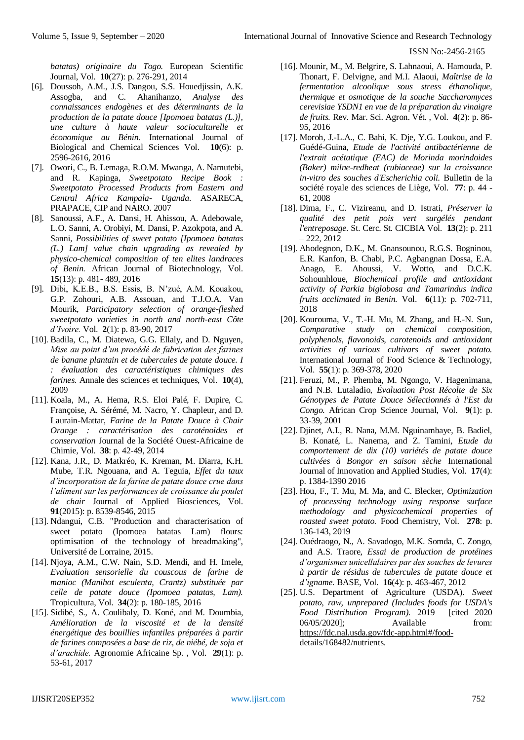*batatas) originaire du Togo.* European Scientific Journal, Vol. **10**(27): p. 276-291, 2014

[6]. Doussoh, A.M., J.S. Dangou, S.S. Houedjissin, A.K. Assogba, and C. Ahanihanzo, *Analyse des connaissances endogènes et des déterminants de la production de la patate douce [Ipomoea batatas (L.)], une culture à haute valeur socioculturelle et économique au Bénin.* International Journal of Biological and Chemical Sciences Vol. **10**(6): p. 2596-2616, 2016

[7]. Owori, C., B. Lemaga, R.O.M. Mwanga, A. Namutebi, and R. Kapinga, *Sweetpotato Recipe Book : Sweetpotato Processed Products from Eastern and Central Africa Kampala- Uganda.* ASARECA, PRAPACE, CIP and NARO. 2007

[8]. Sanoussi, A.F., A. Dansi, H. Ahissou, A. Adebowale, L.O. Sanni, A. Orobiyi, M. Dansi, P. Azokpota, and A. Sanni, *Possibilities of sweet potato [Ipomoea batatas (L.) Lam] value chain upgrading as revealed by physico-chemical composition of ten elites landraces of Benin.* African Journal of Biotechnology, Vol. **15**(13): p. 481- 489, 2016

[9]. Dibi, K.E.B., B.S. Essis, B. N'zué, A.M. Kouakou, G.P. Zohouri, A.B. Assouan, and T.J.O.A. Van Mourik, *Participatory selection of orange-fleshed sweetpotato varieties in north and north-east Côte d'Ivoire.* Vol. **2**(1): p. 83-90, 2017

[10]. Badila, C., M. Diatewa, G.G. Ellaly, and D. Nguyen, *Mise au point d'un procédé de fabrication des farines de banane plantain et de tubercules de patate douce. I : évaluation des caractéristiques chimiques des farines.* Annale des sciences et techniques, Vol. **10**(4), 2009

[11]. Koala, M., A. Hema, R.S. Eloi Palé, F. Dupire, C. Françoise, A. Sérémé, M. Nacro, Y. Chapleur, and D. Laurain-Mattar, *Farine de la Patate Douce à Chair Orange : caractérisation des caroténoïdes et conservation* Journal de la Société Ouest-Africaine de Chimie, Vol. **38**: p. 42-49, 2014

[12]. Kana, J.R., D. Matkréo, K. Kreman, M. Diarra, K.H. Mube, T.R. Ngouana, and A. Teguia, *Effet du taux d'incorporation de la farine de patate douce crue dans l'aliment sur les performances de croissance du poulet de chair* Journal of Applied Biosciences, Vol. **91**(2015): p. 8539-8546, 2015

[13]. Ndangui, C.B. "Production and characterisation of sweet potato (Ipomoea batatas Lam) flours: optimisation of the technology of breadmaking", Université de Lorraine, 2015.

[14]. Njoya, A.M., C.W. Nain, S.D. Mendi, and H. Imele, *Evaluation sensorielle du couscous de farine de manioc (Manihot esculenta, Crantz) substituée par celle de patate douce (Ipomoea patatas, Lam).* Tropicultura, Vol. **34**(2): p. 180-185, 2016

[15]. Sidibé, S., A. Coulibaly, D. Koné, and M. Doumbia, *Amélioration de la viscosité et de la densité énergétique des bouillies infantiles préparées à partir de farines composées a base de riz, de niébé, de soja et d'arachide.* Agronomie Africaine Sp. , Vol. **29**(1): p. 53-61, 2017

[16]. Mounir, M., M. Belgrire, S. Lahnaoui, A. Hamouda, P. Thonart, F. Delvigne, and M.I. Alaoui, *Maîtrise de la fermentation alcoolique sous stress éthanolique, thermique et osmotique de la souche Saccharomyces cerevisiae YSDN1 en vue de la préparation du vinaigre de fruits.* Rev. Mar. Sci. Agron. Vét. , Vol. **4**(2): p. 86-95, 2016

[17]. Moroh, J.-L.A., C. Bahi, K. Dje, Y.G. Loukou, and F. Guédé-Guina, *Etude de l'activité antibactérienne de l'extrait acétatique (EAC) de Morinda morindoides (Baker) milne-redheat (rubiaceae) sur la croissance in-vitro des souches d'Escherichia coli.* Bulletin de la société royale des sciences de Liège, Vol. **77**: p. 44 - 61, 2008

[18]. Dima, F., C. Vizireanu, and D. Istrati, *Préserver la qualité des petit pois vert surgélés pendant l'entreposage.* St. Cerc. St. CICBIA Vol. **13**(2): p. 211 – 222, 2012

[19]. Ahodegnon, D.K., M. Gnansounou, R.G.S. Bogninou, E.R. Kanfon, B. Chabi, P.C. Agbangnan Dossa, E.A. Anago, E. Ahoussi, V. Wotto, and D.C.K. Sohounhloue, *Biochemical profile and antioxidant activity of Parkia biglobosa and Tamarindus indica fruits acclimated in Benin.* Vol. **6**(11): p. 702-711, 2018

[20]. Kourouma, V., T.-H. Mu, M. Zhang, and H.-N. Sun, *Comparative study on chemical composition, polyphenols, flavonoids, carotenoids and antioxidant activities of various cultivars of sweet potato.* International Journal of Food Science & Technology, Vol. **55**(1): p. 369-378, 2020

[21]. Feruzi, M., P. Phemba, M. Ngongo, V. Hagenimana, and N.B. Lutaladio, *Évaluation Post Récolte de Six Génotypes de Patate Douce Sélectionnés à l'Est du Congo.* African Crop Science Journal, Vol. **9**(1): p. 33-39, 2001

[22]. Djinet, A.I., R. Nana, M.M. Nguinambaye, B. Badiel, B. Konaté, L. Nanema, and Z. Tamini, *Etude du comportement de dix (10) variétés de patate douce cultivées à Bongor en saison sèche* International Journal of Innovation and Applied Studies, Vol. **17**(4): p. 1384-1390 2016

[23]. Hou, F., T. Mu, M. Ma, and C. Blecker, *Optimization of processing technology using response surface methodology and physicochemical properties of roasted sweet potato.* Food Chemistry, Vol. **278**: p. 136-143, 2019

[24]. Ouédraogo, N., A. Savadogo, M.K. Somda, C. Zongo, and A.S. Traore, *Essai de production de protéines d'organismes unicellulaires par des souches de levures à partir de résidus de tubercules de patate douce et d'igname.* BASE, Vol. **16**(4): p. 463-467, 2012

[25]. U.S. Department of Agriculture (USDA). *Sweet potato, raw, unprepared (Includes foods for USDA's Food Distribution Program).* 2019 [cited 2020 06/05/2020]; Available from: https://fdc.nal.usda.gov/fdc-app.html#/food-details/168482/nutrients.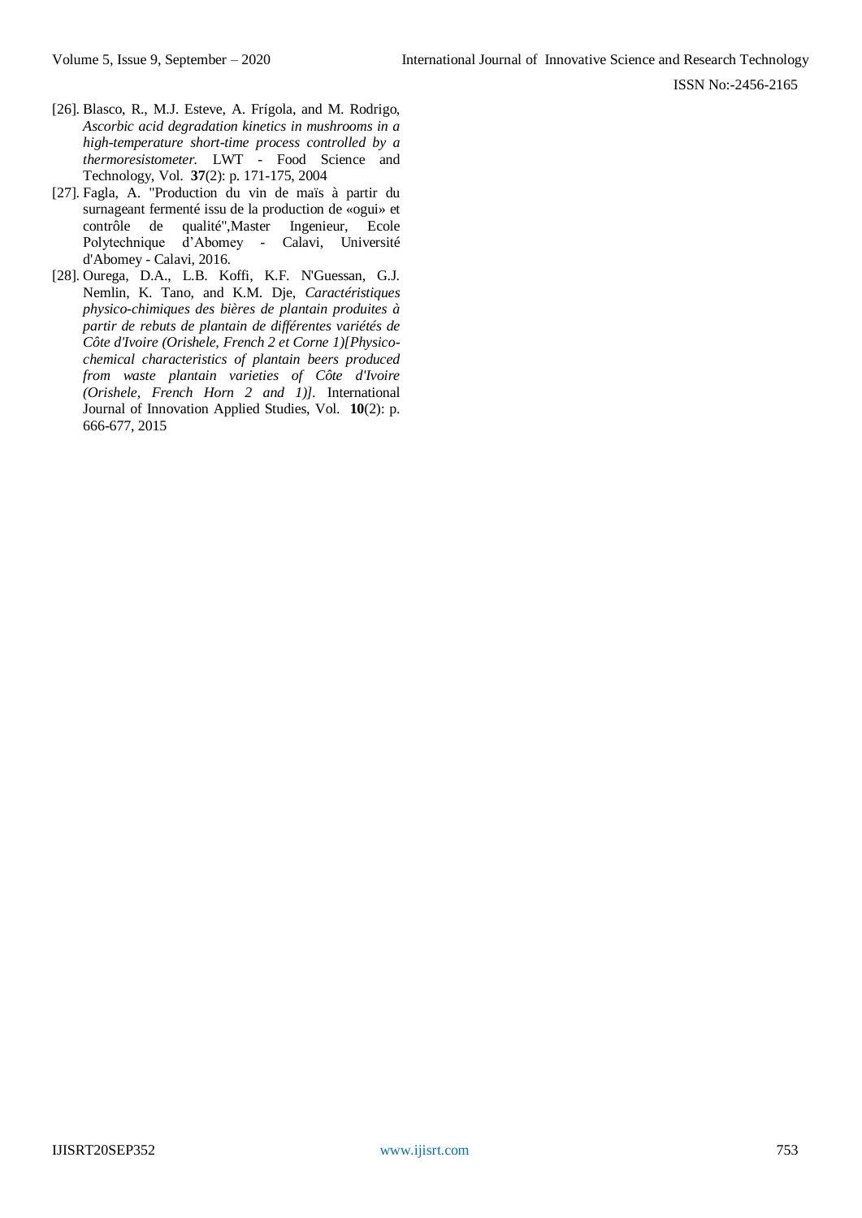[26]. Blasco, R., M.J. Esteve, A. Frígola, and M. Rodrigo, *Ascorbic acid degradation kinetics in mushrooms in a high-temperature short-time process controlled by a thermoresistometer.* LWT - Food Science and Technology, Vol. **37**(2): p. 171-175, 2004

[27]. Fagla, A. "Production du vin de maïs à partir du surnageant fermenté issu de la production de «ogui» et contrôle de qualité",Master Ingenieur, Ecole Polytechnique d'Abomey - Calavi, Université d'Abomey - Calavi, 2016.

[28]. Ourega, D.A., L.B. Koffi, K.F. N'Guessan, G.J. Nemlin, K. Tano, and K.M. Dje, *Caractéristiques physico-chimiques des bières de plantain produites à partir de rebuts de plantain de différentes variétés de Côte d'Ivoire (Orishele, French 2 et Corne 1)[Physico-chemical characteristics of plantain beers produced from waste plantain varieties of Côte d'Ivoire (Orishele, French Horn 2 and 1)].* International Journal of Innovation Applied Studies, Vol. **10**(2): p. 666-677, 2015